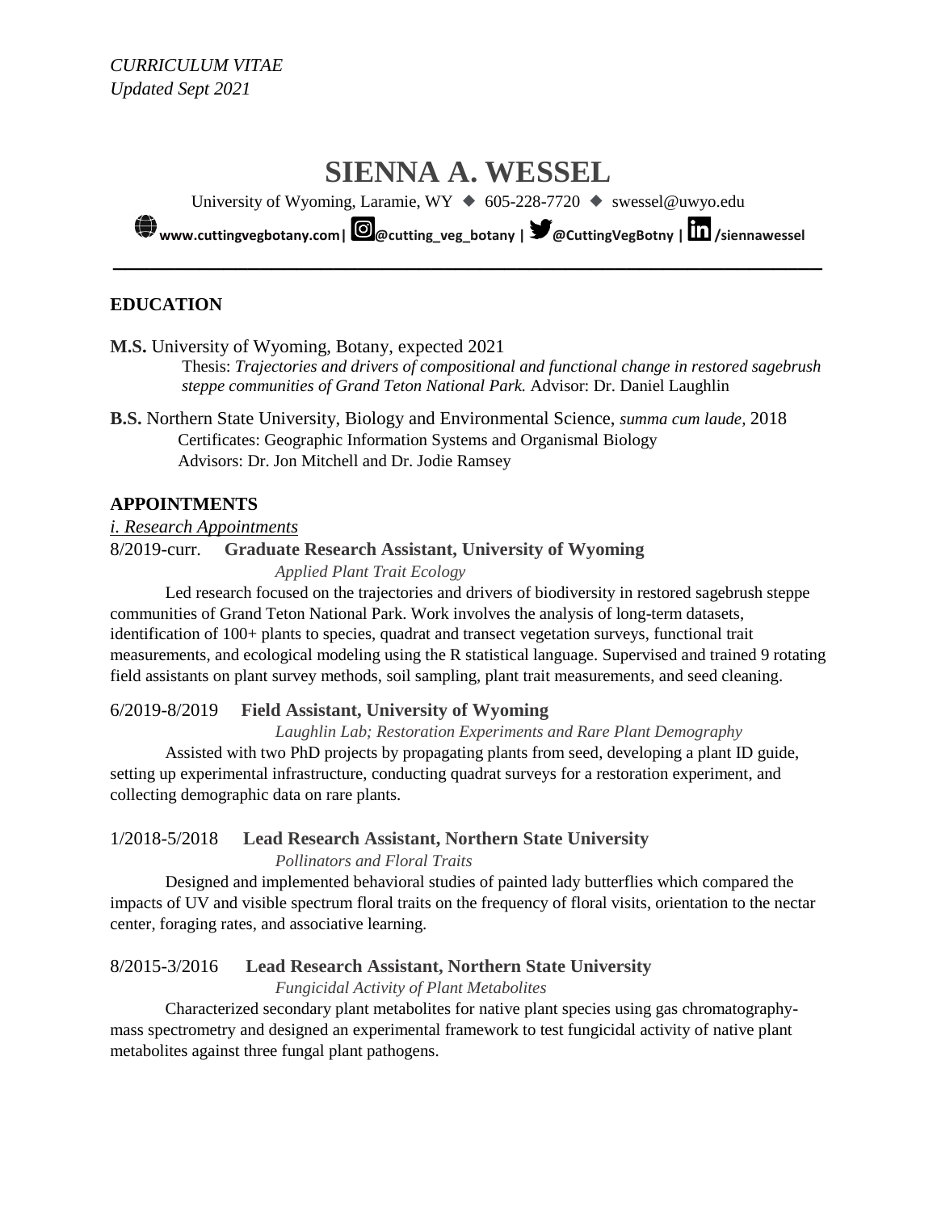*CURRICULUM VITAE*
*Updated Sept 2021*

# SIENNA A. WESSEL

University of Wyoming, Laramie, WY ◆ 605-228-7720 ◆ swessel@uwyo.edu

**www.cuttingvegbotany.com| @cutting_veg_botany | @CuttingVegBotny | /siennawessel**

---

## EDUCATION

**M.S.** University of Wyoming, Botany, expected 2021
Thesis: *Trajectories and drivers of compositional and functional change in restored sagebrush steppe communities of Grand Teton National Park.* Advisor: Dr. Daniel Laughlin

**B.S.** Northern State University, Biology and Environmental Science, *summa cum laude,* 2018
Certificates: Geographic Information Systems and Organismal Biology
Advisors: Dr. Jon Mitchell and Dr. Jodie Ramsey

## APPOINTMENTS

*i. Research Appointments*

8/2019-curr. **Graduate Research Assistant, University of Wyoming**
*Applied Plant Trait Ecology*

Led research focused on the trajectories and drivers of biodiversity in restored sagebrush steppe communities of Grand Teton National Park. Work involves the analysis of long-term datasets, identification of 100+ plants to species, quadrat and transect vegetation surveys, functional trait measurements, and ecological modeling using the R statistical language. Supervised and trained 9 rotating field assistants on plant survey methods, soil sampling, plant trait measurements, and seed cleaning.

6/2019-8/2019 **Field Assistant, University of Wyoming**
*Laughlin Lab; Restoration Experiments and Rare Plant Demography*

Assisted with two PhD projects by propagating plants from seed, developing a plant ID guide, setting up experimental infrastructure, conducting quadrat surveys for a restoration experiment, and collecting demographic data on rare plants.

1/2018-5/2018 **Lead Research Assistant, Northern State University**
*Pollinators and Floral Traits*

Designed and implemented behavioral studies of painted lady butterflies which compared the impacts of UV and visible spectrum floral traits on the frequency of floral visits, orientation to the nectar center, foraging rates, and associative learning.

8/2015-3/2016 **Lead Research Assistant, Northern State University**
*Fungicidal Activity of Plant Metabolites*

Characterized secondary plant metabolites for native plant species using gas chromatography-mass spectrometry and designed an experimental framework to test fungicidal activity of native plant metabolites against three fungal plant pathogens.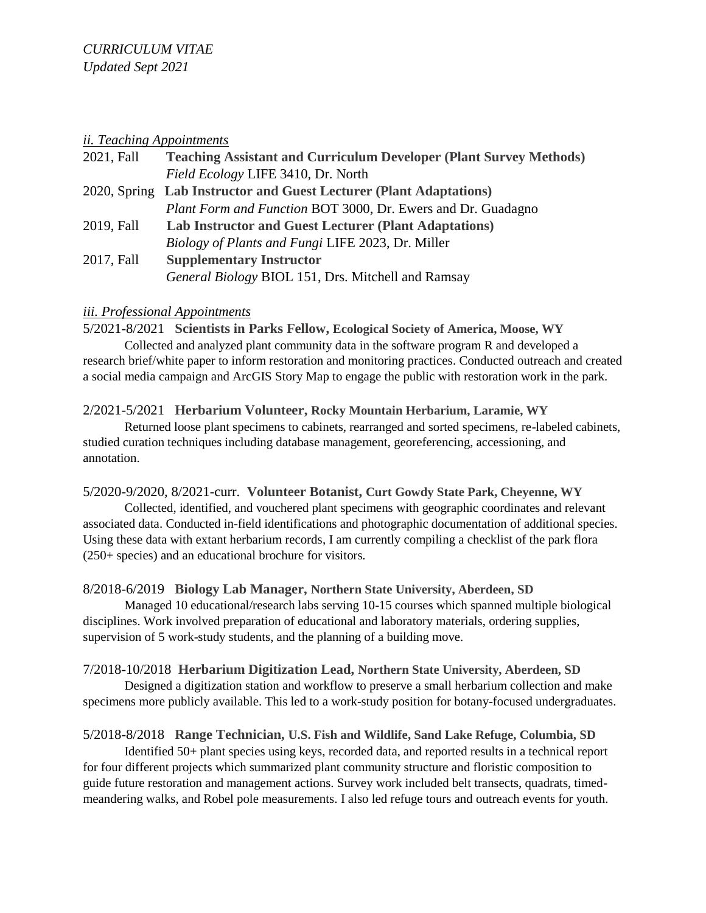*CURRICULUM VITAE*
*Updated Sept 2021*

### *ii. Teaching Appointments*

2021, Fall **Teaching Assistant and Curriculum Developer (Plant Survey Methods)**
*Field Ecology* LIFE 3410, Dr. North

2020, Spring **Lab Instructor and Guest Lecturer (Plant Adaptations)**
*Plant Form and Function* BOT 3000, Dr. Ewers and Dr. Guadagno

2019, Fall **Lab Instructor and Guest Lecturer (Plant Adaptations)**
*Biology of Plants and Fungi* LIFE 2023, Dr. Miller

2017, Fall **Supplementary Instructor**
*General Biology* BIOL 151, Drs. Mitchell and Ramsay

### *iii. Professional Appointments*

5/2021-8/2021 **Scientists in Parks Fellow, Ecological Society of America, Moose, WY**

Collected and analyzed plant community data in the software program R and developed a research brief/white paper to inform restoration and monitoring practices. Conducted outreach and created a social media campaign and ArcGIS Story Map to engage the public with restoration work in the park.

2/2021-5/2021 **Herbarium Volunteer, Rocky Mountain Herbarium, Laramie, WY**

Returned loose plant specimens to cabinets, rearranged and sorted specimens, re-labeled cabinets, studied curation techniques including database management, georeferencing, accessioning, and annotation.

5/2020-9/2020, 8/2021-curr. **Volunteer Botanist, Curt Gowdy State Park, Cheyenne, WY**

Collected, identified, and vouchered plant specimens with geographic coordinates and relevant associated data. Conducted in-field identifications and photographic documentation of additional species. Using these data with extant herbarium records, I am currently compiling a checklist of the park flora (250+ species) and an educational brochure for visitors.

8/2018-6/2019 **Biology Lab Manager, Northern State University, Aberdeen, SD**

Managed 10 educational/research labs serving 10-15 courses which spanned multiple biological disciplines. Work involved preparation of educational and laboratory materials, ordering supplies, supervision of 5 work-study students, and the planning of a building move.

7/2018-10/2018 **Herbarium Digitization Lead, Northern State University, Aberdeen, SD**

Designed a digitization station and workflow to preserve a small herbarium collection and make specimens more publicly available. This led to a work-study position for botany-focused undergraduates.

5/2018-8/2018 **Range Technician, U.S. Fish and Wildlife, Sand Lake Refuge, Columbia, SD**

Identified 50+ plant species using keys, recorded data, and reported results in a technical report for four different projects which summarized plant community structure and floristic composition to guide future restoration and management actions. Survey work included belt transects, quadrats, timed-meandering walks, and Robel pole measurements. I also led refuge tours and outreach events for youth.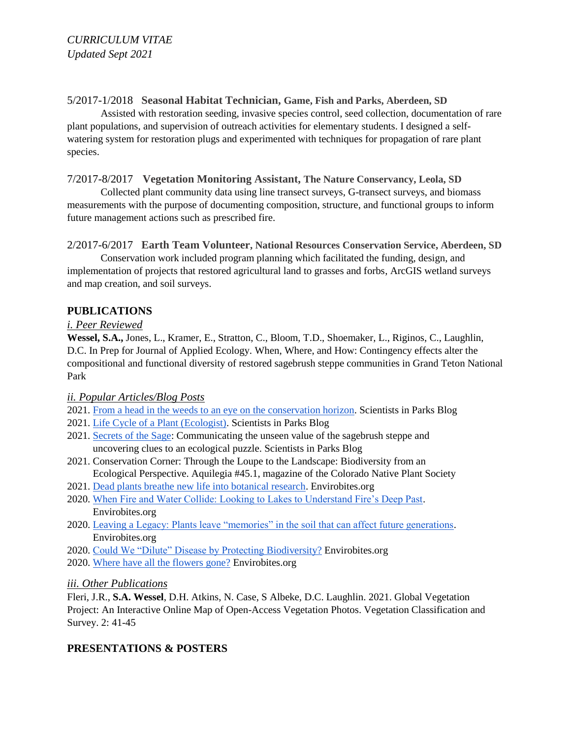*CURRICULUM VITAE*
*Updated Sept 2021*

5/2017-1/2018 **Seasonal Habitat Technician, Game, Fish and Parks, Aberdeen, SD**

Assisted with restoration seeding, invasive species control, seed collection, documentation of rare plant populations, and supervision of outreach activities for elementary students. I designed a self-watering system for restoration plugs and experimented with techniques for propagation of rare plant species.

7/2017-8/2017 **Vegetation Monitoring Assistant, The Nature Conservancy, Leola, SD**

Collected plant community data using line transect surveys, G-transect surveys, and biomass measurements with the purpose of documenting composition, structure, and functional groups to inform future management actions such as prescribed fire.

2/2017-6/2017 **Earth Team Volunteer, National Resources Conservation Service, Aberdeen, SD**

Conservation work included program planning which facilitated the funding, design, and implementation of projects that restored agricultural land to grasses and forbs, ArcGIS wetland surveys and map creation, and soil surveys.

## PUBLICATIONS

*i. Peer Reviewed*

**Wessel, S.A.,** Jones, L., Kramer, E., Stratton, C., Bloom, T.D., Shoemaker, L., Riginos, C., Laughlin, D.C. In Prep for Journal of Applied Ecology. When, Where, and How: Contingency effects alter the compositional and functional diversity of restored sagebrush steppe communities in Grand Teton National Park

*ii. Popular Articles/Blog Posts*

2021. From a head in the weeds to an eye on the conservation horizon. Scientists in Parks Blog
2021. Life Cycle of a Plant (Ecologist). Scientists in Parks Blog
2021. Secrets of the Sage: Communicating the unseen value of the sagebrush steppe and uncovering clues to an ecological puzzle. Scientists in Parks Blog
2021. Conservation Corner: Through the Loupe to the Landscape: Biodiversity from an Ecological Perspective. Aquilegia #45.1, magazine of the Colorado Native Plant Society
2021. Dead plants breathe new life into botanical research. Envirobites.org
2020. When Fire and Water Collide: Looking to Lakes to Understand Fire's Deep Past. Envirobites.org
2020. Leaving a Legacy: Plants leave "memories" in the soil that can affect future generations. Envirobites.org
2020. Could We "Dilute" Disease by Protecting Biodiversity? Envirobites.org
2020. Where have all the flowers gone? Envirobites.org

*iii. Other Publications*

Fleri, J.R., **S.A. Wessel**, D.H. Atkins, N. Case, S Albeke, D.C. Laughlin. 2021. Global Vegetation Project: An Interactive Online Map of Open-Access Vegetation Photos. Vegetation Classification and Survey. 2: 41-45

## PRESENTATIONS & POSTERS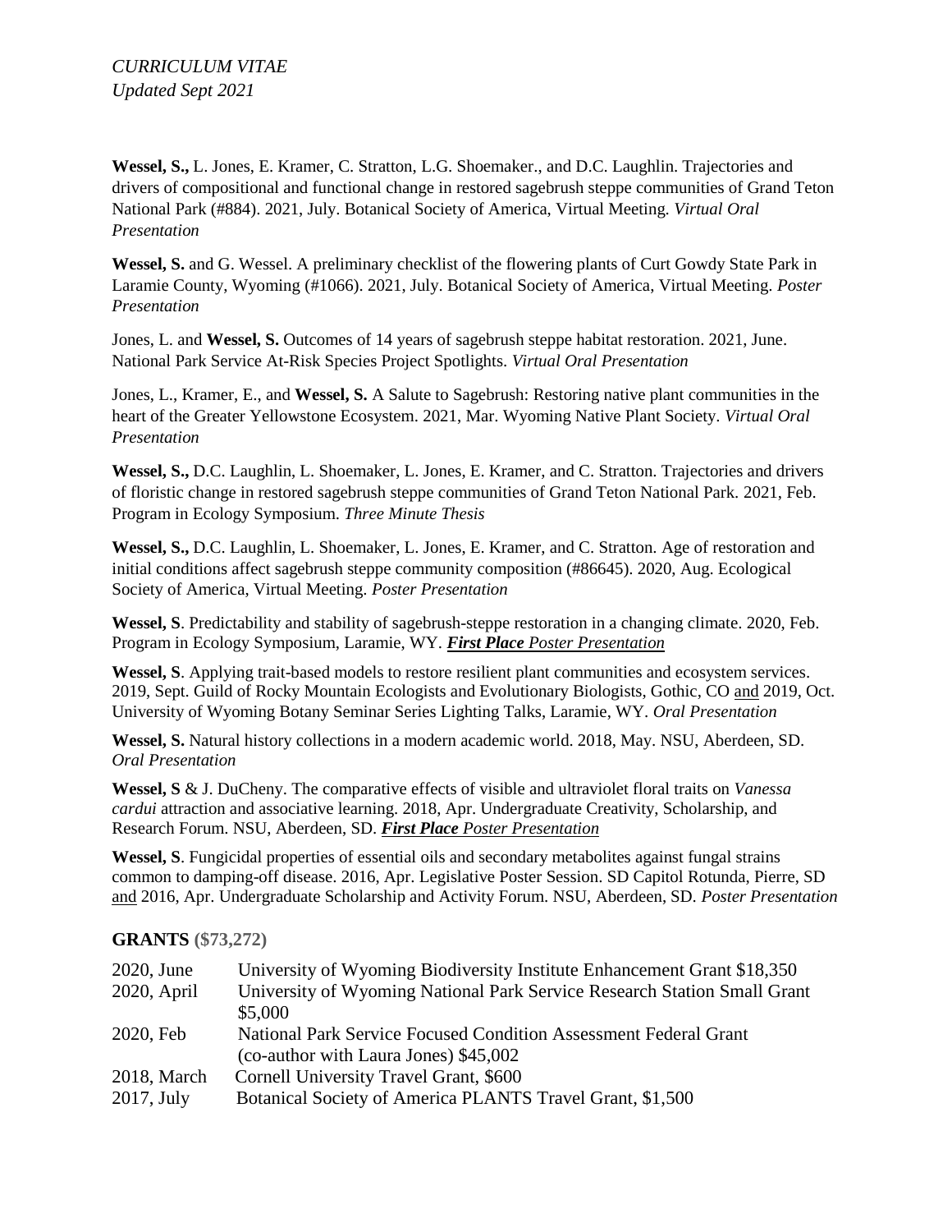**Wessel, S.,** L. Jones, E. Kramer, C. Stratton, L.G. Shoemaker., and D.C. Laughlin. Trajectories and drivers of compositional and functional change in restored sagebrush steppe communities of Grand Teton National Park (#884). 2021, July. Botanical Society of America, Virtual Meeting. *Virtual Oral Presentation*

**Wessel, S.** and G. Wessel. A preliminary checklist of the flowering plants of Curt Gowdy State Park in Laramie County, Wyoming (#1066). 2021, July. Botanical Society of America, Virtual Meeting. *Poster Presentation*

Jones, L. and **Wessel, S.** Outcomes of 14 years of sagebrush steppe habitat restoration. 2021, June. National Park Service At-Risk Species Project Spotlights. *Virtual Oral Presentation*

Jones, L., Kramer, E., and **Wessel, S.** A Salute to Sagebrush: Restoring native plant communities in the heart of the Greater Yellowstone Ecosystem. 2021, Mar. Wyoming Native Plant Society. *Virtual Oral Presentation*

**Wessel, S.,** D.C. Laughlin, L. Shoemaker, L. Jones, E. Kramer, and C. Stratton. Trajectories and drivers of floristic change in restored sagebrush steppe communities of Grand Teton National Park. 2021, Feb. Program in Ecology Symposium. *Three Minute Thesis*

**Wessel, S.,** D.C. Laughlin, L. Shoemaker, L. Jones, E. Kramer, and C. Stratton. Age of restoration and initial conditions affect sagebrush steppe community composition (#86645). 2020, Aug. Ecological Society of America, Virtual Meeting. *Poster Presentation*

**Wessel, S**. Predictability and stability of sagebrush-steppe restoration in a changing climate. 2020, Feb. Program in Ecology Symposium, Laramie, WY. ***First Place** Poster Presentation*

**Wessel, S**. Applying trait-based models to restore resilient plant communities and ecosystem services. 2019, Sept. Guild of Rocky Mountain Ecologists and Evolutionary Biologists, Gothic, CO and 2019, Oct. University of Wyoming Botany Seminar Series Lighting Talks, Laramie, WY. *Oral Presentation*

**Wessel, S.** Natural history collections in a modern academic world. 2018, May. NSU, Aberdeen, SD. *Oral Presentation*

**Wessel, S** & J. DuCheny. The comparative effects of visible and ultraviolet floral traits on *Vanessa cardui* attraction and associative learning. 2018, Apr. Undergraduate Creativity, Scholarship, and Research Forum. NSU, Aberdeen, SD. ***First Place** Poster Presentation*

**Wessel, S**. Fungicidal properties of essential oils and secondary metabolites against fungal strains common to damping-off disease. 2016, Apr. Legislative Poster Session. SD Capitol Rotunda, Pierre, SD and 2016, Apr. Undergraduate Scholarship and Activity Forum. NSU, Aberdeen, SD. *Poster Presentation*

## GRANTS ($73,272)

| | |
|---|---|
| 2020, June | University of Wyoming Biodiversity Institute Enhancement Grant $18,350 |
| 2020, April | University of Wyoming National Park Service Research Station Small Grant $5,000 |
| 2020, Feb | National Park Service Focused Condition Assessment Federal Grant (co-author with Laura Jones) $45,002 |
| 2018, March | Cornell University Travel Grant, $600 |
| 2017, July | Botanical Society of America PLANTS Travel Grant, $1,500 |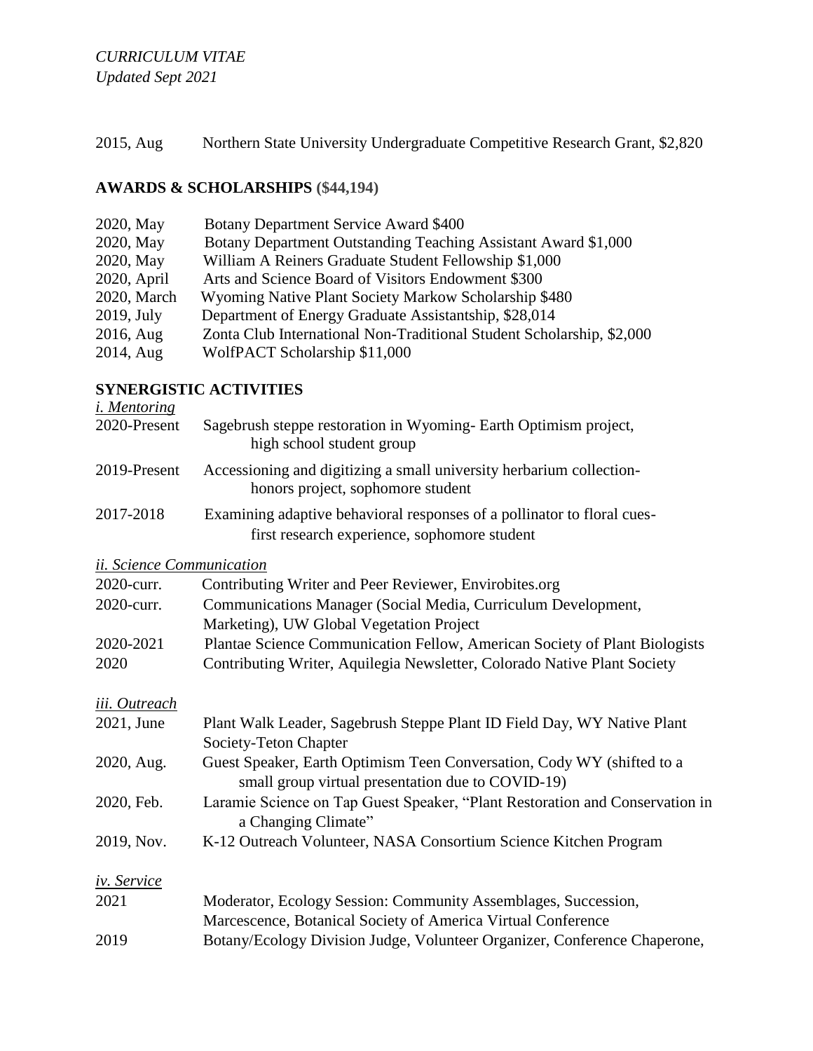2015, Aug Northern State University Undergraduate Competitive Research Grant, $2,820

## AWARDS & SCHOLARSHIPS ($44,194)

2020, May Botany Department Service Award $400
2020, May Botany Department Outstanding Teaching Assistant Award $1,000
2020, May William A Reiners Graduate Student Fellowship $1,000
2020, April Arts and Science Board of Visitors Endowment $300
2020, March Wyoming Native Plant Society Markow Scholarship $480
2019, July Department of Energy Graduate Assistantship, $28,014
2016, Aug Zonta Club International Non-Traditional Student Scholarship, $2,000
2014, Aug WolfPACT Scholarship $11,000

## SYNERGISTIC ACTIVITIES

*i. Mentoring*

2020-Present Sagebrush steppe restoration in Wyoming- Earth Optimism project, high school student group

2019-Present Accessioning and digitizing a small university herbarium collection- honors project, sophomore student

2017-2018 Examining adaptive behavioral responses of a pollinator to floral cues- first research experience, sophomore student

*ii. Science Communication*

2020-curr. Contributing Writer and Peer Reviewer, Envirobites.org
2020-curr. Communications Manager (Social Media, Curriculum Development, Marketing), UW Global Vegetation Project
2020-2021 Plantae Science Communication Fellow, American Society of Plant Biologists
2020 Contributing Writer, Aquilegia Newsletter, Colorado Native Plant Society

*iii. Outreach*

2021, June Plant Walk Leader, Sagebrush Steppe Plant ID Field Day, WY Native Plant Society-Teton Chapter
2020, Aug. Guest Speaker, Earth Optimism Teen Conversation, Cody WY (shifted to a small group virtual presentation due to COVID-19)
2020, Feb. Laramie Science on Tap Guest Speaker, "Plant Restoration and Conservation in a Changing Climate"
2019, Nov. K-12 Outreach Volunteer, NASA Consortium Science Kitchen Program

*iv. Service*

2021 Moderator, Ecology Session: Community Assemblages, Succession, Marcescence, Botanical Society of America Virtual Conference
2019 Botany/Ecology Division Judge, Volunteer Organizer, Conference Chaperone,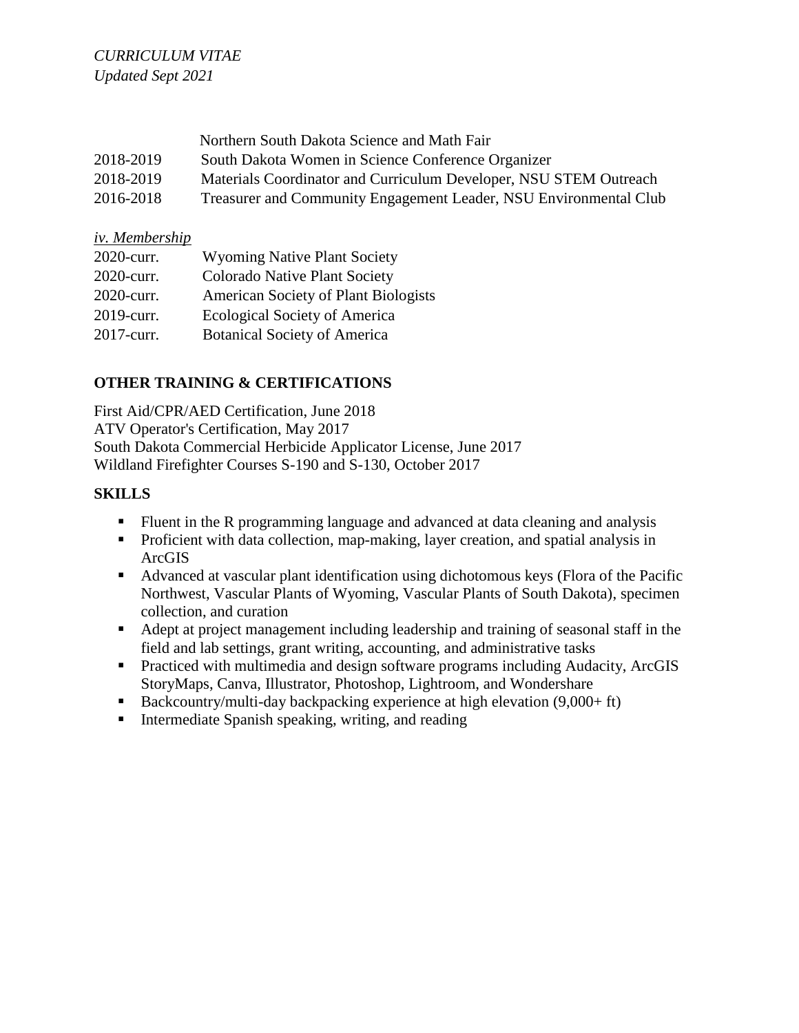Northern South Dakota Science and Math Fair

| | |
|---|---|
| 2018-2019 | South Dakota Women in Science Conference Organizer |
| 2018-2019 | Materials Coordinator and Curriculum Developer, NSU STEM Outreach |
| 2016-2018 | Treasurer and Community Engagement Leader, NSU Environmental Club |

*iv. Membership*

| | |
|---|---|
| 2020-curr. | Wyoming Native Plant Society |
| 2020-curr. | Colorado Native Plant Society |
| 2020-curr. | American Society of Plant Biologists |
| 2019-curr. | Ecological Society of America |
| 2017-curr. | Botanical Society of America |

## OTHER TRAINING & CERTIFICATIONS

First Aid/CPR/AED Certification, June 2018
ATV Operator's Certification, May 2017
South Dakota Commercial Herbicide Applicator License, June 2017
Wildland Firefighter Courses S-190 and S-130, October 2017

## SKILLS

- Fluent in the R programming language and advanced at data cleaning and analysis
- Proficient with data collection, map-making, layer creation, and spatial analysis in ArcGIS
- Advanced at vascular plant identification using dichotomous keys (Flora of the Pacific Northwest, Vascular Plants of Wyoming, Vascular Plants of South Dakota), specimen collection, and curation
- Adept at project management including leadership and training of seasonal staff in the field and lab settings, grant writing, accounting, and administrative tasks
- Practiced with multimedia and design software programs including Audacity, ArcGIS StoryMaps, Canva, Illustrator, Photoshop, Lightroom, and Wondershare
- Backcountry/multi-day backpacking experience at high elevation (9,000+ ft)
- Intermediate Spanish speaking, writing, and reading